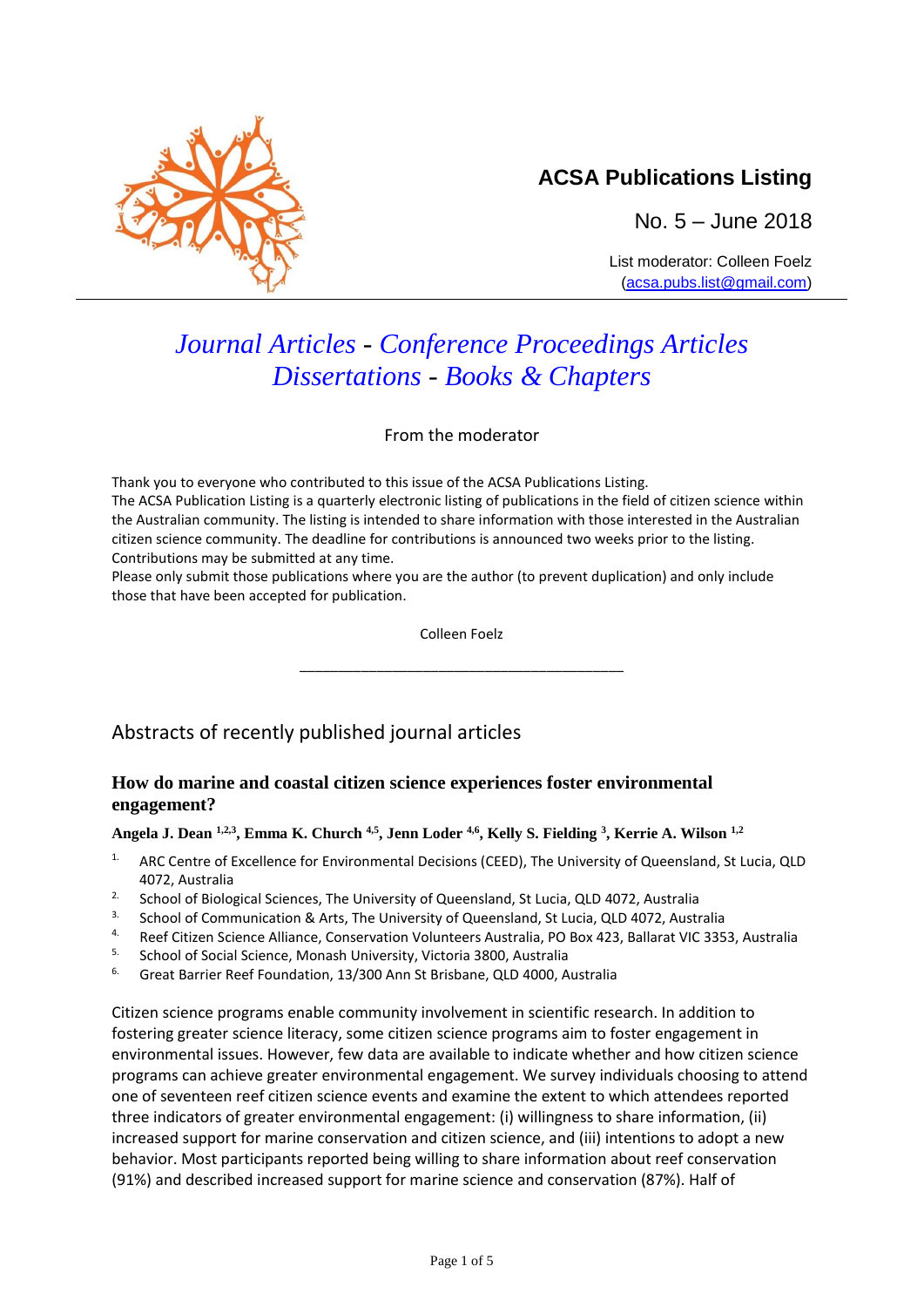# ACSA Publications Listing

No. 5 – June 2018

List moderator: Colleen Foelz
(acsa.pubs.list@gmail.com)

## *Journal Articles* - *Conference Proceedings Articles* *Dissertations* - *Books & Chapters*

From the moderator

Thank you to everyone who contributed to this issue of the ACSA Publications Listing.
The ACSA Publication Listing is a quarterly electronic listing of publications in the field of citizen science within the Australian community. The listing is intended to share information with those interested in the Australian citizen science community. The deadline for contributions is announced two weeks prior to the listing. Contributions may be submitted at any time.
Please only submit those publications where you are the author (to prevent duplication) and only include those that have been accepted for publication.

Colleen Foelz

---

## Abstracts of recently published journal articles

### How do marine and coastal citizen science experiences foster environmental engagement?

**Angela J. Dean [1,2,3], Emma K. Church [4,5], Jenn Loder [4,6], Kelly S. Fielding [3], Kerrie A. Wilson [1,2]**

1. ARC Centre of Excellence for Environmental Decisions (CEED), The University of Queensland, St Lucia, QLD 4072, Australia
2. School of Biological Sciences, The University of Queensland, St Lucia, QLD 4072, Australia
3. School of Communication & Arts, The University of Queensland, St Lucia, QLD 4072, Australia
4. Reef Citizen Science Alliance, Conservation Volunteers Australia, PO Box 423, Ballarat VIC 3353, Australia
5. School of Social Science, Monash University, Victoria 3800, Australia
6. Great Barrier Reef Foundation, 13/300 Ann St Brisbane, QLD 4000, Australia

Citizen science programs enable community involvement in scientific research. In addition to fostering greater science literacy, some citizen science programs aim to foster engagement in environmental issues. However, few data are available to indicate whether and how citizen science programs can achieve greater environmental engagement. We survey individuals choosing to attend one of seventeen reef citizen science events and examine the extent to which attendees reported three indicators of greater environmental engagement: (i) willingness to share information, (ii) increased support for marine conservation and citizen science, and (iii) intentions to adopt a new behavior. Most participants reported being willing to share information about reef conservation (91%) and described increased support for marine science and conservation (87%). Half of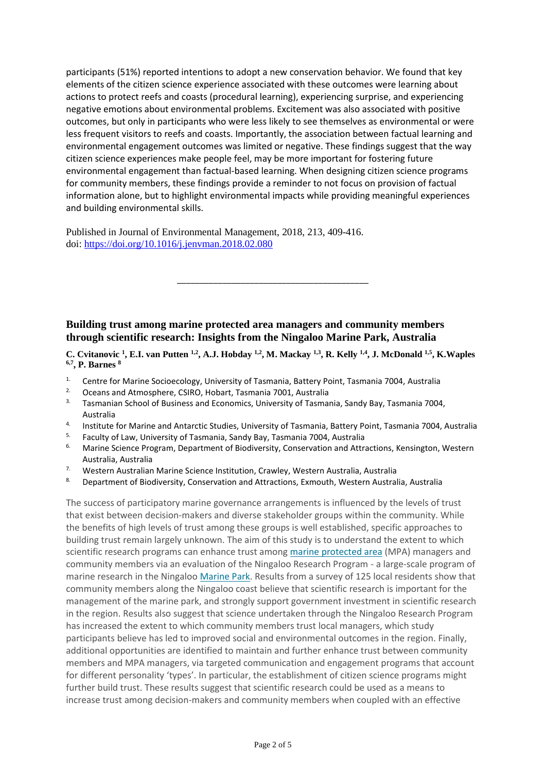participants (51%) reported intentions to adopt a new conservation behavior. We found that key elements of the citizen science experience associated with these outcomes were learning about actions to protect reefs and coasts (procedural learning), experiencing surprise, and experiencing negative emotions about environmental problems. Excitement was also associated with positive outcomes, but only in participants who were less likely to see themselves as environmental or were less frequent visitors to reefs and coasts. Importantly, the association between factual learning and environmental engagement outcomes was limited or negative. These findings suggest that the way citizen science experiences make people feel, may be more important for fostering future environmental engagement than factual-based learning. When designing citizen science programs for community members, these findings provide a reminder to not focus on provision of factual information alone, but to highlight environmental impacts while providing meaningful experiences and building environmental skills.

Published in Journal of Environmental Management, 2018, 213, 409-416.
doi: https://doi.org/10.1016/j.jenvman.2018.02.080

---

## Building trust among marine protected area managers and community members through scientific research: Insights from the Ningaloo Marine Park, Australia

**C. Cvitanovic [1], E.I. van Putten [1,2], A.J. Hobday [1,2], M. Mackay [1,3], R. Kelly [1,4], J. McDonald [1,5], K.Waples [6,7], P. Barnes [8]**

1. Centre for Marine Socioecology, University of Tasmania, Battery Point, Tasmania 7004, Australia
2. Oceans and Atmosphere, CSIRO, Hobart, Tasmania 7001, Australia
3. Tasmanian School of Business and Economics, University of Tasmania, Sandy Bay, Tasmania 7004, Australia
4. Institute for Marine and Antarctic Studies, University of Tasmania, Battery Point, Tasmania 7004, Australia
5. Faculty of Law, University of Tasmania, Sandy Bay, Tasmania 7004, Australia
6. Marine Science Program, Department of Biodiversity, Conservation and Attractions, Kensington, Western Australia, Australia
7. Western Australian Marine Science Institution, Crawley, Western Australia, Australia
8. Department of Biodiversity, Conservation and Attractions, Exmouth, Western Australia, Australia

The success of participatory marine governance arrangements is influenced by the levels of trust that exist between decision-makers and diverse stakeholder groups within the community. While the benefits of high levels of trust among these groups is well established, specific approaches to building trust remain largely unknown. The aim of this study is to understand the extent to which scientific research programs can enhance trust among marine protected area (MPA) managers and community members via an evaluation of the Ningaloo Research Program - a large-scale program of marine research in the Ningaloo Marine Park. Results from a survey of 125 local residents show that community members along the Ningaloo coast believe that scientific research is important for the management of the marine park, and strongly support government investment in scientific research in the region. Results also suggest that science undertaken through the Ningaloo Research Program has increased the extent to which community members trust local managers, which study participants believe has led to improved social and environmental outcomes in the region. Finally, additional opportunities are identified to maintain and further enhance trust between community members and MPA managers, via targeted communication and engagement programs that account for different personality 'types'. In particular, the establishment of citizen science programs might further build trust. These results suggest that scientific research could be used as a means to increase trust among decision-makers and community members when coupled with an effective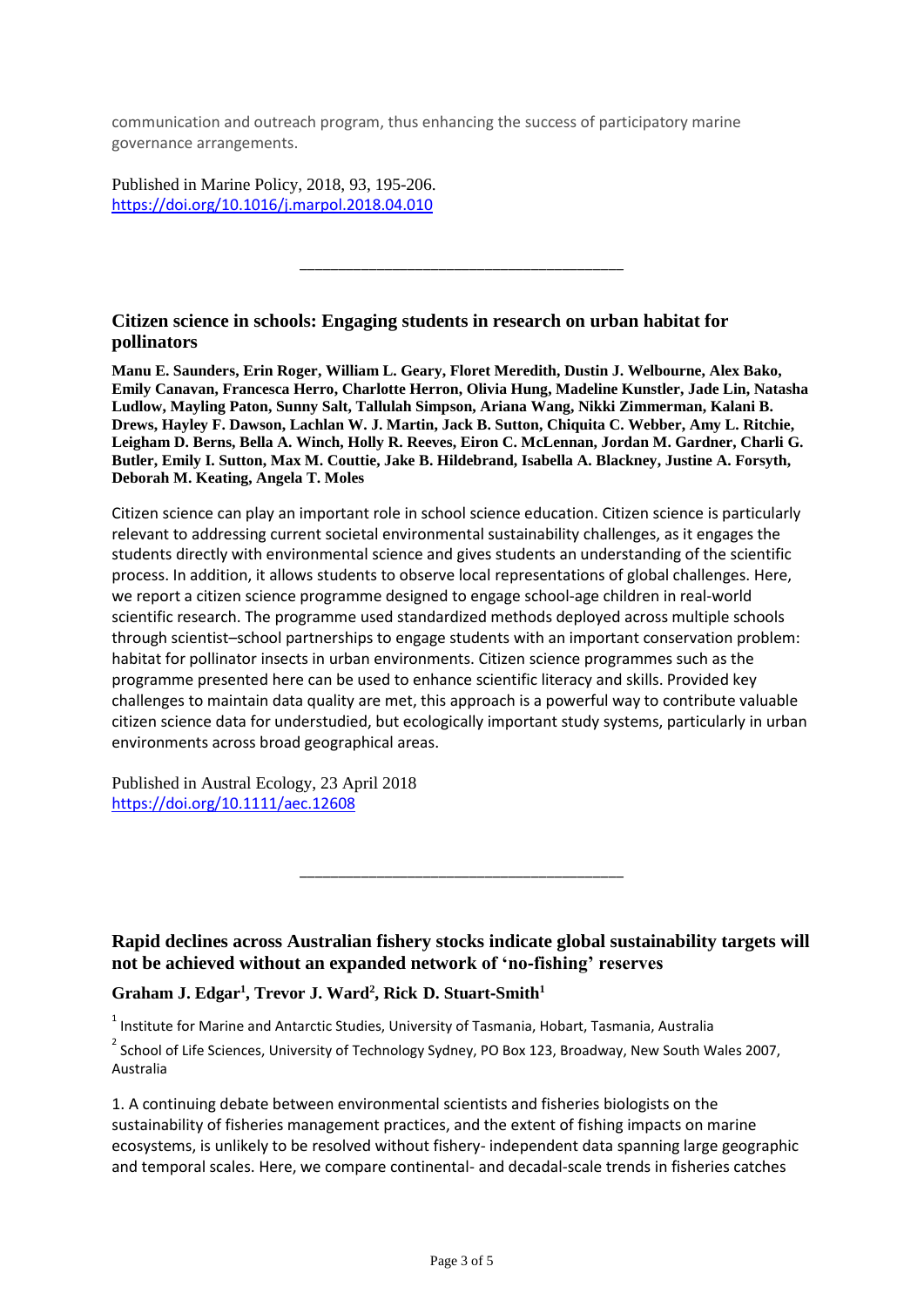communication and outreach program, thus enhancing the success of participatory marine governance arrangements.

Published in Marine Policy, 2018, 93, 195-206.
https://doi.org/10.1016/j.marpol.2018.04.010

---

### Citizen science in schools: Engaging students in research on urban habitat for pollinators

**Manu E. Saunders, Erin Roger, William L. Geary, Floret Meredith, Dustin J. Welbourne, Alex Bako, Emily Canavan, Francesca Herro, Charlotte Herron, Olivia Hung, Madeline Kunstler, Jade Lin, Natasha Ludlow, Mayling Paton, Sunny Salt, Tallulah Simpson, Ariana Wang, Nikki Zimmerman, Kalani B. Drews, Hayley F. Dawson, Lachlan W. J. Martin, Jack B. Sutton, Chiquita C. Webber, Amy L. Ritchie, Leigham D. Berns, Bella A. Winch, Holly R. Reeves, Eiron C. McLennan, Jordan M. Gardner, Charli G. Butler, Emily I. Sutton, Max M. Couttie, Jake B. Hildebrand, Isabella A. Blackney, Justine A. Forsyth, Deborah M. Keating, Angela T. Moles**

Citizen science can play an important role in school science education. Citizen science is particularly relevant to addressing current societal environmental sustainability challenges, as it engages the students directly with environmental science and gives students an understanding of the scientific process. In addition, it allows students to observe local representations of global challenges. Here, we report a citizen science programme designed to engage school-age children in real-world scientific research. The programme used standardized methods deployed across multiple schools through scientist–school partnerships to engage students with an important conservation problem: habitat for pollinator insects in urban environments. Citizen science programmes such as the programme presented here can be used to enhance scientific literacy and skills. Provided key challenges to maintain data quality are met, this approach is a powerful way to contribute valuable citizen science data for understudied, but ecologically important study systems, particularly in urban environments across broad geographical areas.

Published in Austral Ecology, 23 April 2018
https://doi.org/10.1111/aec.12608

---

### Rapid declines across Australian fishery stocks indicate global sustainability targets will not be achieved without an expanded network of 'no-fishing' reserves

**Graham J. Edgar[1], Trevor J. Ward[2], Rick D. Stuart-Smith[1]**

[1] Institute for Marine and Antarctic Studies, University of Tasmania, Hobart, Tasmania, Australia

[2] School of Life Sciences, University of Technology Sydney, PO Box 123, Broadway, New South Wales 2007, Australia

1. A continuing debate between environmental scientists and fisheries biologists on the sustainability of fisheries management practices, and the extent of fishing impacts on marine ecosystems, is unlikely to be resolved without fishery- independent data spanning large geographic and temporal scales. Here, we compare continental- and decadal-scale trends in fisheries catches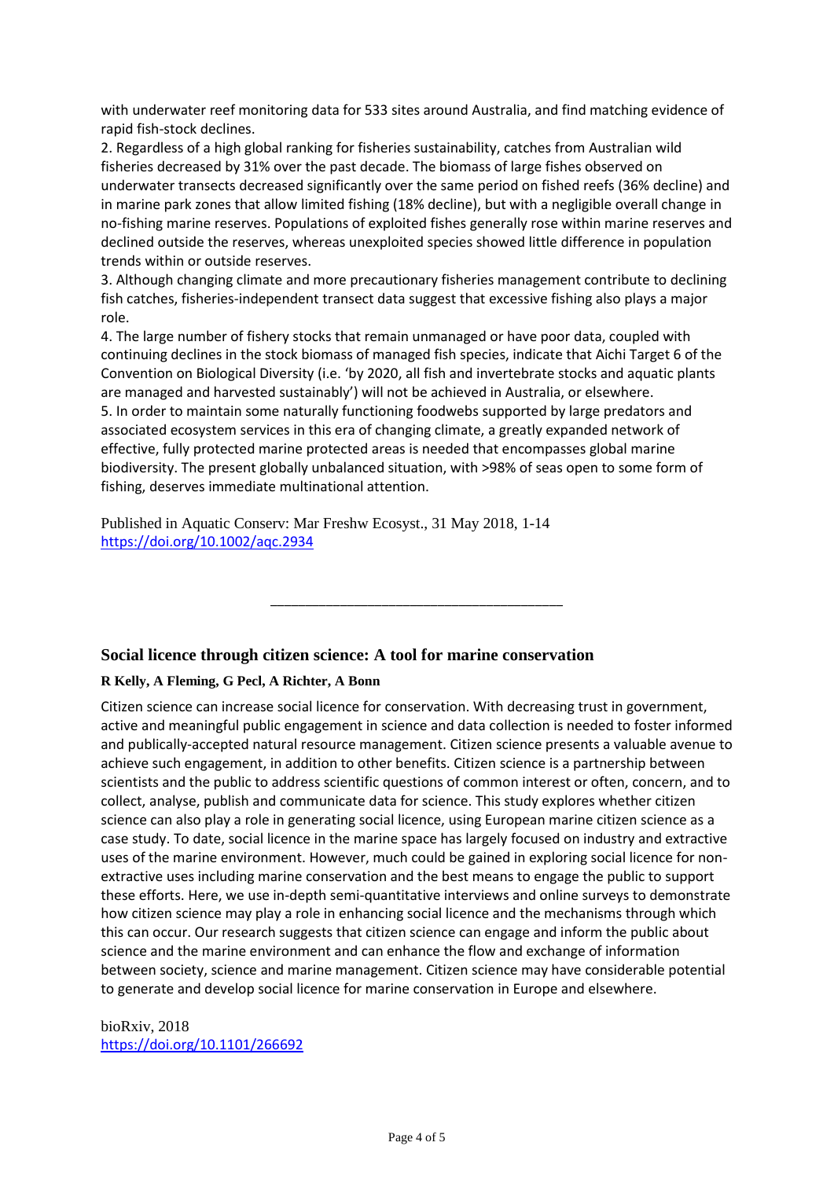with underwater reef monitoring data for 533 sites around Australia, and find matching evidence of rapid fish-stock declines.

2. Regardless of a high global ranking for fisheries sustainability, catches from Australian wild fisheries decreased by 31% over the past decade. The biomass of large fishes observed on underwater transects decreased significantly over the same period on fished reefs (36% decline) and in marine park zones that allow limited fishing (18% decline), but with a negligible overall change in no-fishing marine reserves. Populations of exploited fishes generally rose within marine reserves and declined outside the reserves, whereas unexploited species showed little difference in population trends within or outside reserves.

3. Although changing climate and more precautionary fisheries management contribute to declining fish catches, fisheries-independent transect data suggest that excessive fishing also plays a major role.

4. The large number of fishery stocks that remain unmanaged or have poor data, coupled with continuing declines in the stock biomass of managed fish species, indicate that Aichi Target 6 of the Convention on Biological Diversity (i.e. 'by 2020, all fish and invertebrate stocks and aquatic plants are managed and harvested sustainably') will not be achieved in Australia, or elsewhere.

5. In order to maintain some naturally functioning foodwebs supported by large predators and associated ecosystem services in this era of changing climate, a greatly expanded network of effective, fully protected marine protected areas is needed that encompasses global marine biodiversity. The present globally unbalanced situation, with >98% of seas open to some form of fishing, deserves immediate multinational attention.

Published in Aquatic Conserv: Mar Freshw Ecosyst., 31 May 2018, 1-14
https://doi.org/10.1002/aqc.2934

---

## Social licence through citizen science: A tool for marine conservation

**R Kelly, A Fleming, G Pecl, A Richter, A Bonn**

Citizen science can increase social licence for conservation. With decreasing trust in government, active and meaningful public engagement in science and data collection is needed to foster informed and publically-accepted natural resource management. Citizen science presents a valuable avenue to achieve such engagement, in addition to other benefits. Citizen science is a partnership between scientists and the public to address scientific questions of common interest or often, concern, and to collect, analyse, publish and communicate data for science. This study explores whether citizen science can also play a role in generating social licence, using European marine citizen science as a case study. To date, social licence in the marine space has largely focused on industry and extractive uses of the marine environment. However, much could be gained in exploring social licence for non-extractive uses including marine conservation and the best means to engage the public to support these efforts. Here, we use in-depth semi-quantitative interviews and online surveys to demonstrate how citizen science may play a role in enhancing social licence and the mechanisms through which this can occur. Our research suggests that citizen science can engage and inform the public about science and the marine environment and can enhance the flow and exchange of information between society, science and marine management. Citizen science may have considerable potential to generate and develop social licence for marine conservation in Europe and elsewhere.

bioRxiv, 2018
https://doi.org/10.1101/266692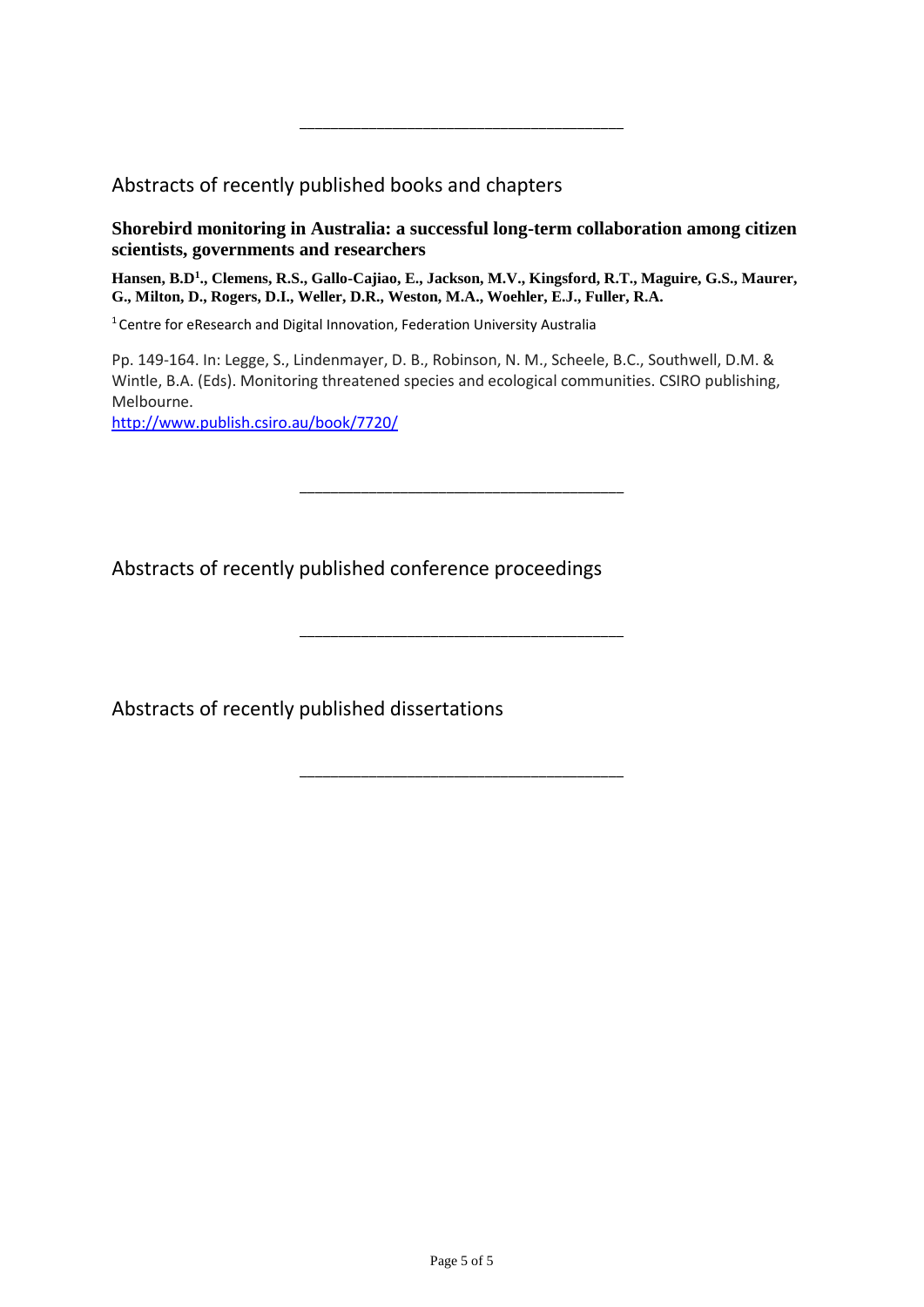---

## Abstracts of recently published books and chapters

### Shorebird monitoring in Australia: a successful long-term collaboration among citizen scientists, governments and researchers

**Hansen, B.D[1]., Clemens, R.S., Gallo-Cajiao, E., Jackson, M.V., Kingsford, R.T., Maguire, G.S., Maurer, G., Milton, D., Rogers, D.I., Weller, D.R., Weston, M.A., Woehler, E.J., Fuller, R.A.**

[1] Centre for eResearch and Digital Innovation, Federation University Australia

Pp. 149-164. In: Legge, S., Lindenmayer, D. B., Robinson, N. M., Scheele, B.C., Southwell, D.M. & Wintle, B.A. (Eds). Monitoring threatened species and ecological communities. CSIRO publishing, Melbourne.
http://www.publish.csiro.au/book/7720/

---

## Abstracts of recently published conference proceedings

---

## Abstracts of recently published dissertations

---